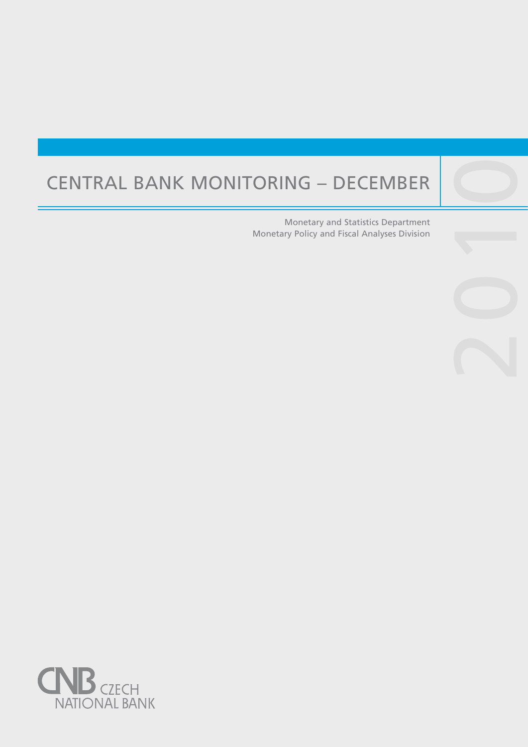# CENTRAL BANK MONITORING – DECEMBER 2010

Monetary and Statistics Department
Monetary Policy and Fiscal Analyses Division

CNB CZECH NATIONAL BANK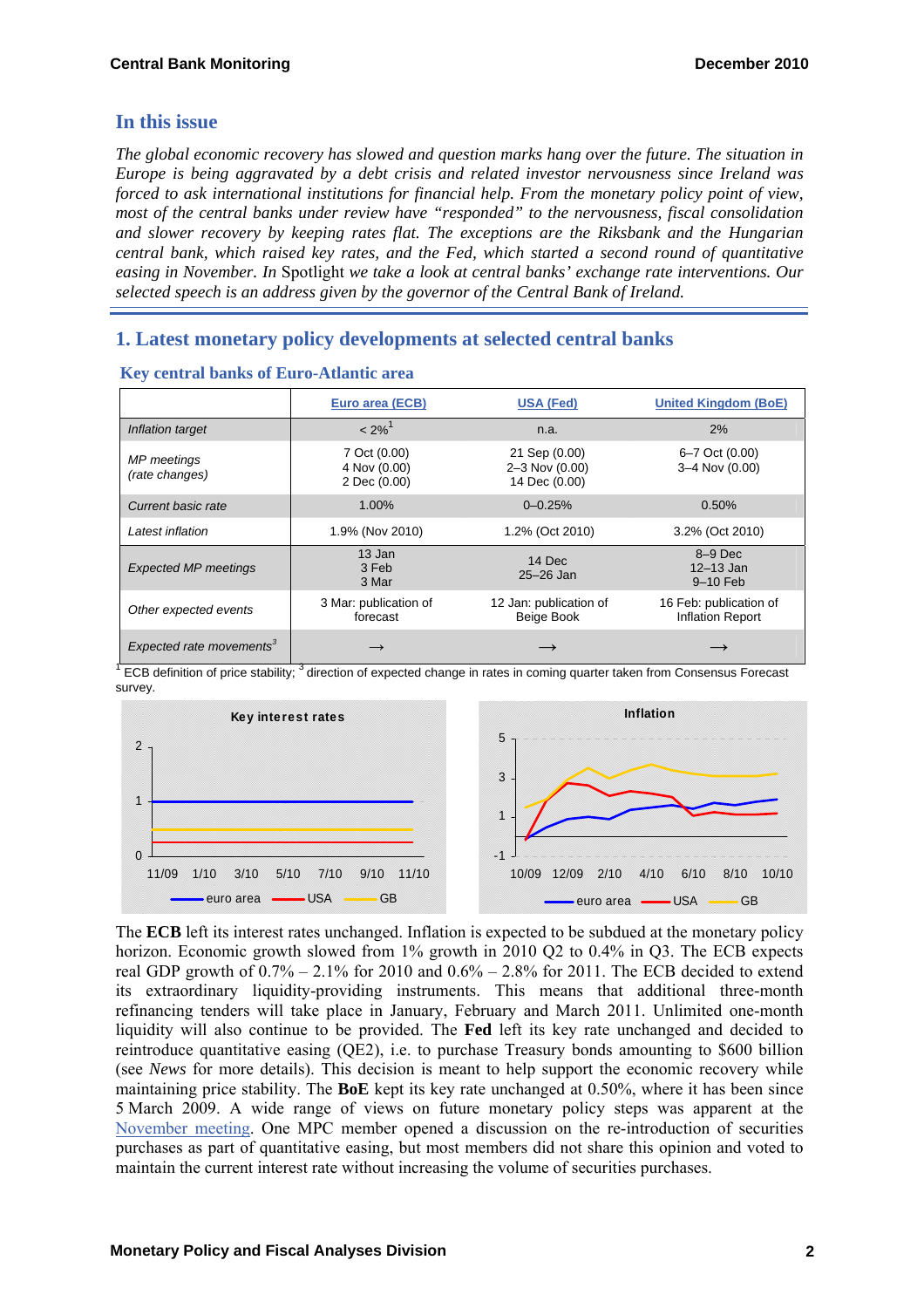## In this issue

*The global economic recovery has slowed and question marks hang over the future. The situation in Europe is being aggravated by a debt crisis and related investor nervousness since Ireland was forced to ask international institutions for financial help. From the monetary policy point of view, most of the central banks under review have "responded" to the nervousness, fiscal consolidation and slower recovery by keeping rates flat. The exceptions are the Riksbank and the Hungarian central bank, which raised key rates, and the Fed, which started a second round of quantitative easing in November. In* Spotlight *we take a look at central banks' exchange rate interventions. Our selected speech is an address given by the governor of the Central Bank of Ireland.*

## 1. Latest monetary policy developments at selected central banks

### Key central banks of Euro-Atlantic area

| | Euro area (ECB) | USA (Fed) | United Kingdom (BoE) |
|---|---|---|---|
| *Inflation target* | < 2%[1] | n.a. | 2% |
| *MP meetings (rate changes)* | 7 Oct (0.00)<br>4 Nov (0.00)<br>2 Dec (0.00) | 21 Sep (0.00)<br>2–3 Nov (0.00)<br>14 Dec (0.00) | 6–7 Oct (0.00)<br>3–4 Nov (0.00) |
| *Current basic rate* | 1.00% | 0–0.25% | 0.50% |
| *Latest inflation* | 1.9% (Nov 2010) | 1.2% (Oct 2010) | 3.2% (Oct 2010) |
| *Expected MP meetings* | 13 Jan<br>3 Feb<br>3 Mar | 14 Dec<br>25–26 Jan | 8–9 Dec<br>12–13 Jan<br>9–10 Feb |
| *Other expected events* | 3 Mar: publication of forecast | 12 Jan: publication of Beige Book | 16 Feb: publication of Inflation Report |
| *Expected rate movements*[3] | → | → | → |

[1] ECB definition of price stability; [3] direction of expected change in rates in coming quarter taken from Consensus Forecast survey.

The **ECB** left its interest rates unchanged. Inflation is expected to be subdued at the monetary policy horizon. Economic growth slowed from 1% growth in 2010 Q2 to 0.4% in Q3. The ECB expects real GDP growth of 0.7% – 2.1% for 2010 and 0.6% – 2.8% for 2011. The ECB decided to extend its extraordinary liquidity-providing instruments. This means that additional three-month refinancing tenders will take place in January, February and March 2011. Unlimited one-month liquidity will also continue to be provided. The **Fed** left its key rate unchanged and decided to reintroduce quantitative easing (QE2), i.e. to purchase Treasury bonds amounting to $600 billion (see *News* for more details). This decision is meant to help support the economic recovery while maintaining price stability. The **BoE** kept its key rate unchanged at 0.50%, where it has been since 5 March 2009. A wide range of views on future monetary policy steps was apparent at the November meeting. One MPC member opened a discussion on the re-introduction of securities purchases as part of quantitative easing, but most members did not share this opinion and voted to maintain the current interest rate without increasing the volume of securities purchases.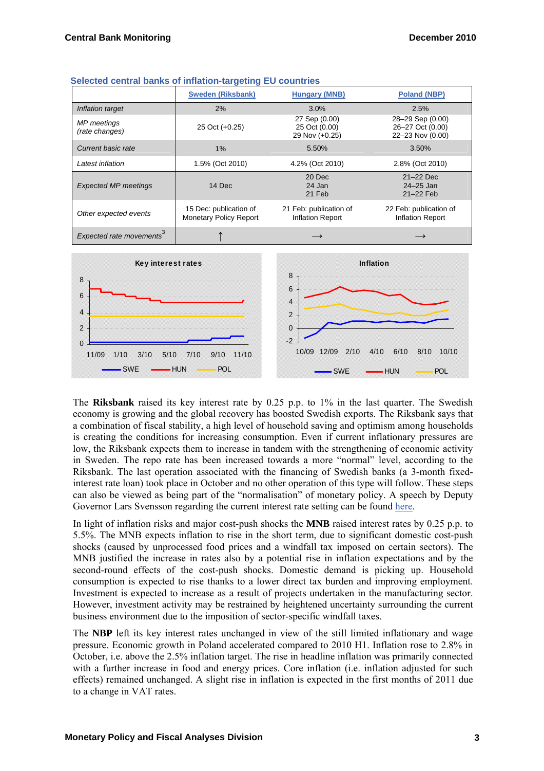### Selected central banks of inflation-targeting EU countries

| | Sweden (Riksbank) | Hungary (MNB) | Poland (NBP) |
|---|---|---|---|
| *Inflation target* | 2% | 3.0% | 2.5% |
| *MP meetings (rate changes)* | 25 Oct (+0.25) | 27 Sep (0.00) 25 Oct (0.00) 29 Nov (+0.25) | 28–29 Sep (0.00) 26–27 Oct (0.00) 22–23 Nov (0.00) |
| *Current basic rate* | 1% | 5.50% | 3.50% |
| *Latest inflation* | 1.5% (Oct 2010) | 4.2% (Oct 2010) | 2.8% (Oct 2010) |
| *Expected MP meetings* | 14 Dec | 20 Dec 24 Jan 21 Feb | 21–22 Dec 24–25 Jan 21–22 Feb |
| *Other expected events* | 15 Dec: publication of Monetary Policy Report | 21 Feb: publication of Inflation Report | 22 Feb: publication of Inflation Report |
| *Expected rate movements*[3] | ↑ | → | → |

The **Riksbank** raised its key interest rate by 0.25 p.p. to 1% in the last quarter. The Swedish economy is growing and the global recovery has boosted Swedish exports. The Riksbank says that a combination of fiscal stability, a high level of household saving and optimism among households is creating the conditions for increasing consumption. Even if current inflationary pressures are low, the Riksbank expects them to increase in tandem with the strengthening of economic activity in Sweden. The repo rate has been increased towards a more "normal" level, according to the Riksbank. The last operation associated with the financing of Swedish banks (a 3-month fixed-interest rate loan) took place in October and no other operation of this type will follow. These steps can also be viewed as being part of the "normalisation" of monetary policy. A speech by Deputy Governor Lars Svensson regarding the current interest rate setting can be found here.

In light of inflation risks and major cost-push shocks the **MNB** raised interest rates by 0.25 p.p. to 5.5%. The MNB expects inflation to rise in the short term, due to significant domestic cost-push shocks (caused by unprocessed food prices and a windfall tax imposed on certain sectors). The MNB justified the increase in rates also by a potential rise in inflation expectations and by the second-round effects of the cost-push shocks. Domestic demand is picking up. Household consumption is expected to rise thanks to a lower direct tax burden and improving employment. Investment is expected to increase as a result of projects undertaken in the manufacturing sector. However, investment activity may be restrained by heightened uncertainty surrounding the current business environment due to the imposition of sector-specific windfall taxes.

The **NBP** left its key interest rates unchanged in view of the still limited inflationary and wage pressure. Economic growth in Poland accelerated compared to 2010 H1. Inflation rose to 2.8% in October, i.e. above the 2.5% inflation target. The rise in headline inflation was primarily connected with a further increase in food and energy prices. Core inflation (i.e. inflation adjusted for such effects) remained unchanged. A slight rise in inflation is expected in the first months of 2011 due to a change in VAT rates.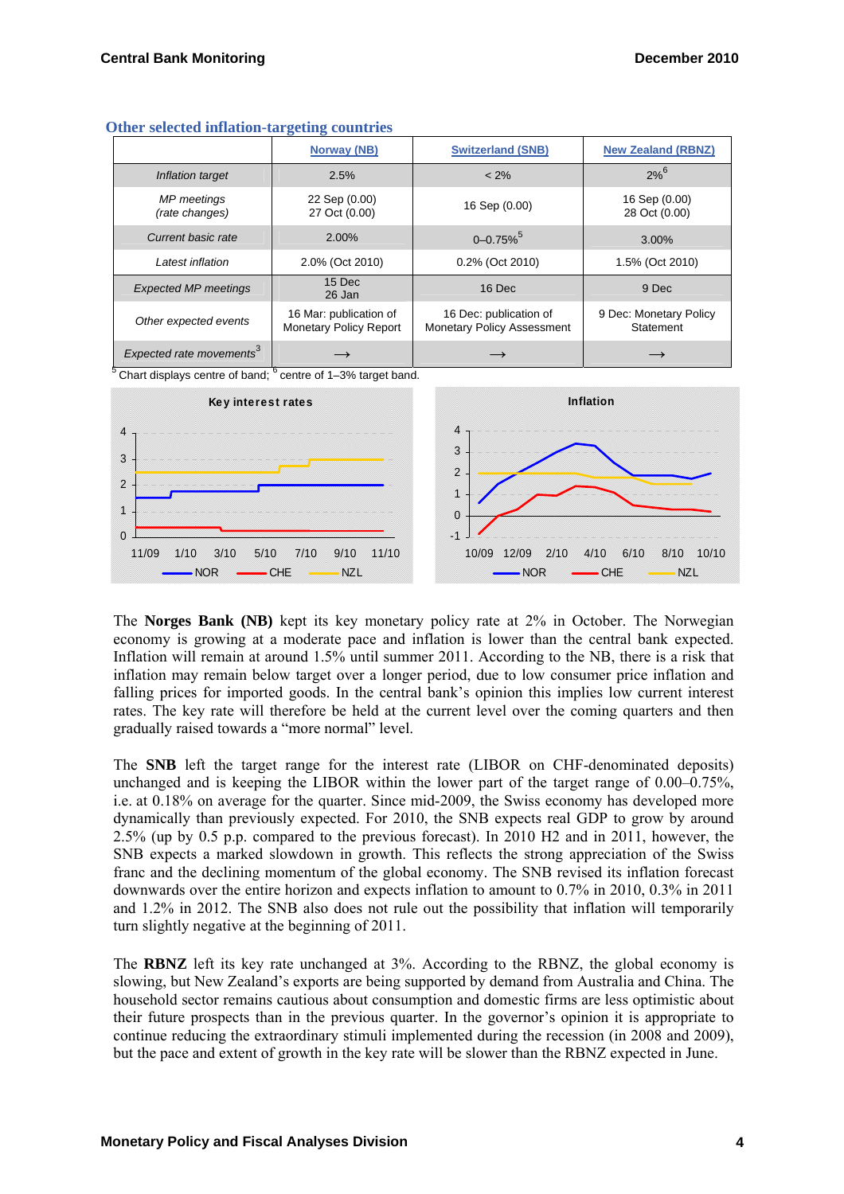### Other selected inflation-targeting countries

| | Norway (NB) | Switzerland (SNB) | New Zealand (RBNZ) |
|---|---|---|---|
| *Inflation target* | 2.5% | < 2% | 2%[6] |
| *MP meetings (rate changes)* | 22 Sep (0.00) 27 Oct (0.00) | 16 Sep (0.00) | 16 Sep (0.00) 28 Oct (0.00) |
| *Current basic rate* | 2.00% | 0–0.75%[5] | 3.00% |
| *Latest inflation* | 2.0% (Oct 2010) | 0.2% (Oct 2010) | 1.5% (Oct 2010) |
| *Expected MP meetings* | 15 Dec 26 Jan | 16 Dec | 9 Dec |
| *Other expected events* | 16 Mar: publication of Monetary Policy Report | 16 Dec: publication of Monetary Policy Assessment | 9 Dec: Monetary Policy Statement |
| *Expected rate movements*[3] | → | → | → |

[5] Chart displays centre of band; [6] centre of 1–3% target band.

The **Norges Bank (NB)** kept its key monetary policy rate at 2% in October. The Norwegian economy is growing at a moderate pace and inflation is lower than the central bank expected. Inflation will remain at around 1.5% until summer 2011. According to the NB, there is a risk that inflation may remain below target over a longer period, due to low consumer price inflation and falling prices for imported goods. In the central bank's opinion this implies low current interest rates. The key rate will therefore be held at the current level over the coming quarters and then gradually raised towards a "more normal" level.

The **SNB** left the target range for the interest rate (LIBOR on CHF-denominated deposits) unchanged and is keeping the LIBOR within the lower part of the target range of 0.00–0.75%, i.e. at 0.18% on average for the quarter. Since mid-2009, the Swiss economy has developed more dynamically than previously expected. For 2010, the SNB expects real GDP to grow by around 2.5% (up by 0.5 p.p. compared to the previous forecast). In 2010 H2 and in 2011, however, the SNB expects a marked slowdown in growth. This reflects the strong appreciation of the Swiss franc and the declining momentum of the global economy. The SNB revised its inflation forecast downwards over the entire horizon and expects inflation to amount to 0.7% in 2010, 0.3% in 2011 and 1.2% in 2012. The SNB also does not rule out the possibility that inflation will temporarily turn slightly negative at the beginning of 2011.

The **RBNZ** left its key rate unchanged at 3%. According to the RBNZ, the global economy is slowing, but New Zealand's exports are being supported by demand from Australia and China. The household sector remains cautious about consumption and domestic firms are less optimistic about their future prospects than in the previous quarter. In the governor's opinion it is appropriate to continue reducing the extraordinary stimuli implemented during the recession (in 2008 and 2009), but the pace and extent of growth in the key rate will be slower than the RBNZ expected in June.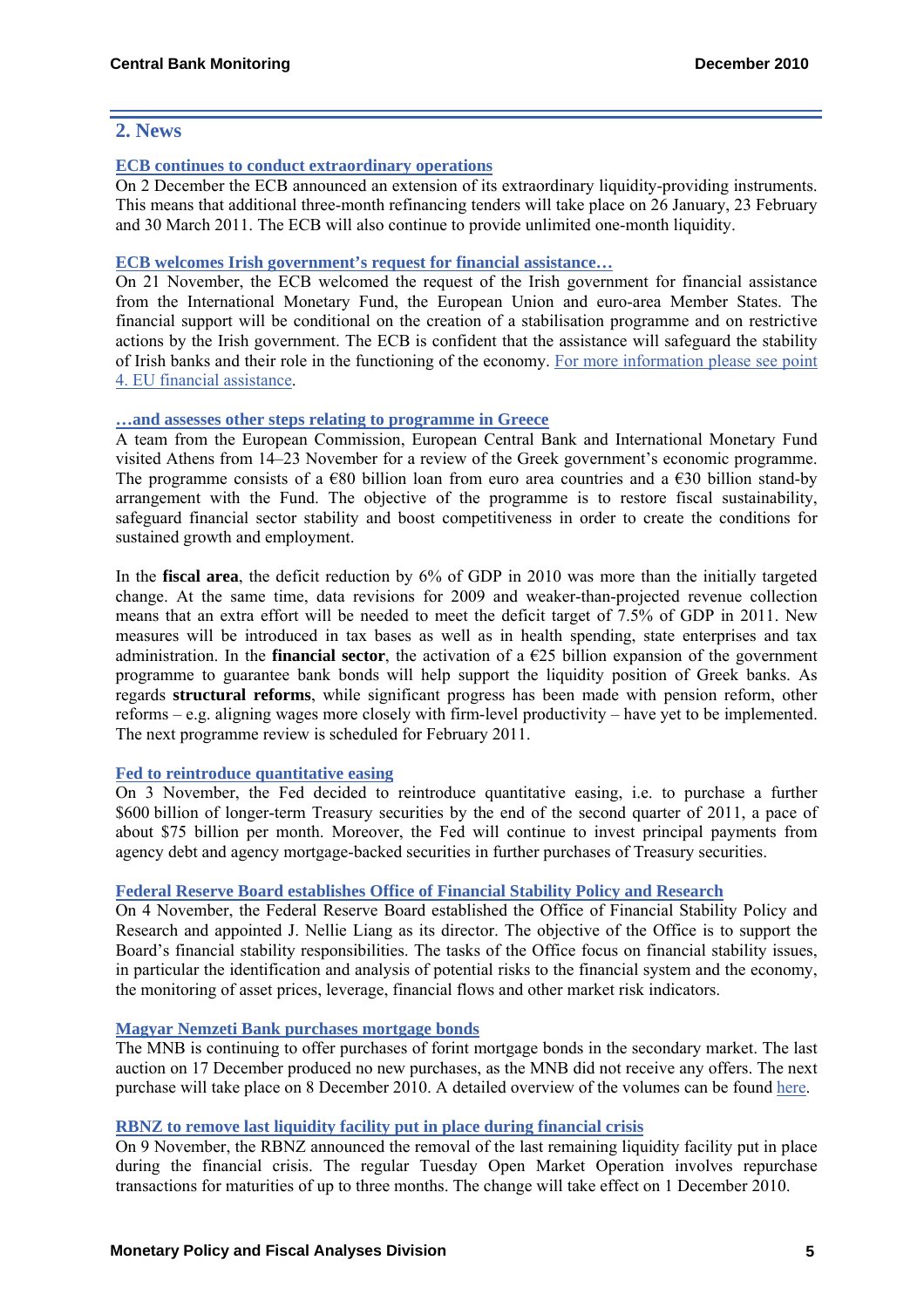## 2. News

### ECB continues to conduct extraordinary operations

On 2 December the ECB announced an extension of its extraordinary liquidity-providing instruments. This means that additional three-month refinancing tenders will take place on 26 January, 23 February and 30 March 2011. The ECB will also continue to provide unlimited one-month liquidity.

### ECB welcomes Irish government's request for financial assistance…

On 21 November, the ECB welcomed the request of the Irish government for financial assistance from the International Monetary Fund, the European Union and euro-area Member States. The financial support will be conditional on the creation of a stabilisation programme and on restrictive actions by the Irish government. The ECB is confident that the assistance will safeguard the stability of Irish banks and their role in the functioning of the economy. For more information please see point 4. EU financial assistance.

### …and assesses other steps relating to programme in Greece

A team from the European Commission, European Central Bank and International Monetary Fund visited Athens from 14–23 November for a review of the Greek government's economic programme. The programme consists of a €80 billion loan from euro area countries and a €30 billion stand-by arrangement with the Fund. The objective of the programme is to restore fiscal sustainability, safeguard financial sector stability and boost competitiveness in order to create the conditions for sustained growth and employment.

In the **fiscal area**, the deficit reduction by 6% of GDP in 2010 was more than the initially targeted change. At the same time, data revisions for 2009 and weaker-than-projected revenue collection means that an extra effort will be needed to meet the deficit target of 7.5% of GDP in 2011. New measures will be introduced in tax bases as well as in health spending, state enterprises and tax administration. In the **financial sector**, the activation of a €25 billion expansion of the government programme to guarantee bank bonds will help support the liquidity position of Greek banks. As regards **structural reforms**, while significant progress has been made with pension reform, other reforms – e.g. aligning wages more closely with firm-level productivity – have yet to be implemented. The next programme review is scheduled for February 2011.

### Fed to reintroduce quantitative easing

On 3 November, the Fed decided to reintroduce quantitative easing, i.e. to purchase a further $600 billion of longer-term Treasury securities by the end of the second quarter of 2011, a pace of about $75 billion per month. Moreover, the Fed will continue to invest principal payments from agency debt and agency mortgage-backed securities in further purchases of Treasury securities.

### Federal Reserve Board establishes Office of Financial Stability Policy and Research

On 4 November, the Federal Reserve Board established the Office of Financial Stability Policy and Research and appointed J. Nellie Liang as its director. The objective of the Office is to support the Board's financial stability responsibilities. The tasks of the Office focus on financial stability issues, in particular the identification and analysis of potential risks to the financial system and the economy, the monitoring of asset prices, leverage, financial flows and other market risk indicators.

### Magyar Nemzeti Bank purchases mortgage bonds

The MNB is continuing to offer purchases of forint mortgage bonds in the secondary market. The last auction on 17 December produced no new purchases, as the MNB did not receive any offers. The next purchase will take place on 8 December 2010. A detailed overview of the volumes can be found here.

### RBNZ to remove last liquidity facility put in place during financial crisis

On 9 November, the RBNZ announced the removal of the last remaining liquidity facility put in place during the financial crisis. The regular Tuesday Open Market Operation involves repurchase transactions for maturities of up to three months. The change will take effect on 1 December 2010.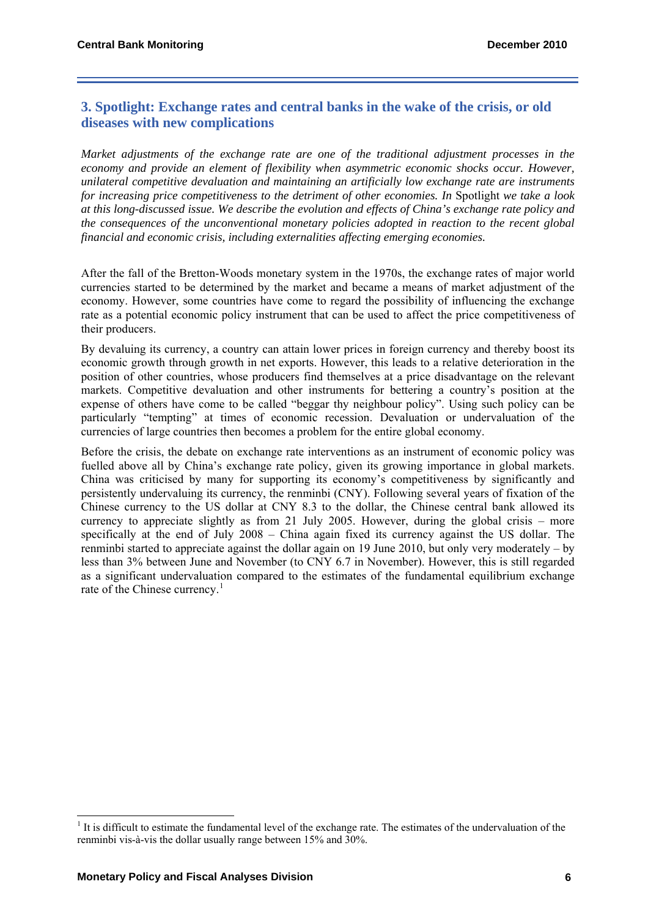## 3. Spotlight: Exchange rates and central banks in the wake of the crisis, or old diseases with new complications

*Market adjustments of the exchange rate are one of the traditional adjustment processes in the economy and provide an element of flexibility when asymmetric economic shocks occur. However, unilateral competitive devaluation and maintaining an artificially low exchange rate are instruments for increasing price competitiveness to the detriment of other economies. In* Spotlight *we take a look at this long-discussed issue. We describe the evolution and effects of China's exchange rate policy and the consequences of the unconventional monetary policies adopted in reaction to the recent global financial and economic crisis, including externalities affecting emerging economies.*

After the fall of the Bretton-Woods monetary system in the 1970s, the exchange rates of major world currencies started to be determined by the market and became a means of market adjustment of the economy. However, some countries have come to regard the possibility of influencing the exchange rate as a potential economic policy instrument that can be used to affect the price competitiveness of their producers.

By devaluing its currency, a country can attain lower prices in foreign currency and thereby boost its economic growth through growth in net exports. However, this leads to a relative deterioration in the position of other countries, whose producers find themselves at a price disadvantage on the relevant markets. Competitive devaluation and other instruments for bettering a country's position at the expense of others have come to be called "beggar thy neighbour policy". Using such policy can be particularly "tempting" at times of economic recession. Devaluation or undervaluation of the currencies of large countries then becomes a problem for the entire global economy.

Before the crisis, the debate on exchange rate interventions as an instrument of economic policy was fuelled above all by China's exchange rate policy, given its growing importance in global markets. China was criticised by many for supporting its economy's competitiveness by significantly and persistently undervaluing its currency, the renminbi (CNY). Following several years of fixation of the Chinese currency to the US dollar at CNY 8.3 to the dollar, the Chinese central bank allowed its currency to appreciate slightly as from 21 July 2005. However, during the global crisis – more specifically at the end of July 2008 – China again fixed its currency against the US dollar. The renminbi started to appreciate against the dollar again on 19 June 2010, but only very moderately – by less than 3% between June and November (to CNY 6.7 in November). However, this is still regarded as a significant undervaluation compared to the estimates of the fundamental equilibrium exchange rate of the Chinese currency.[1]

[1] It is difficult to estimate the fundamental level of the exchange rate. The estimates of the undervaluation of the renminbi vis-à-vis the dollar usually range between 15% and 30%.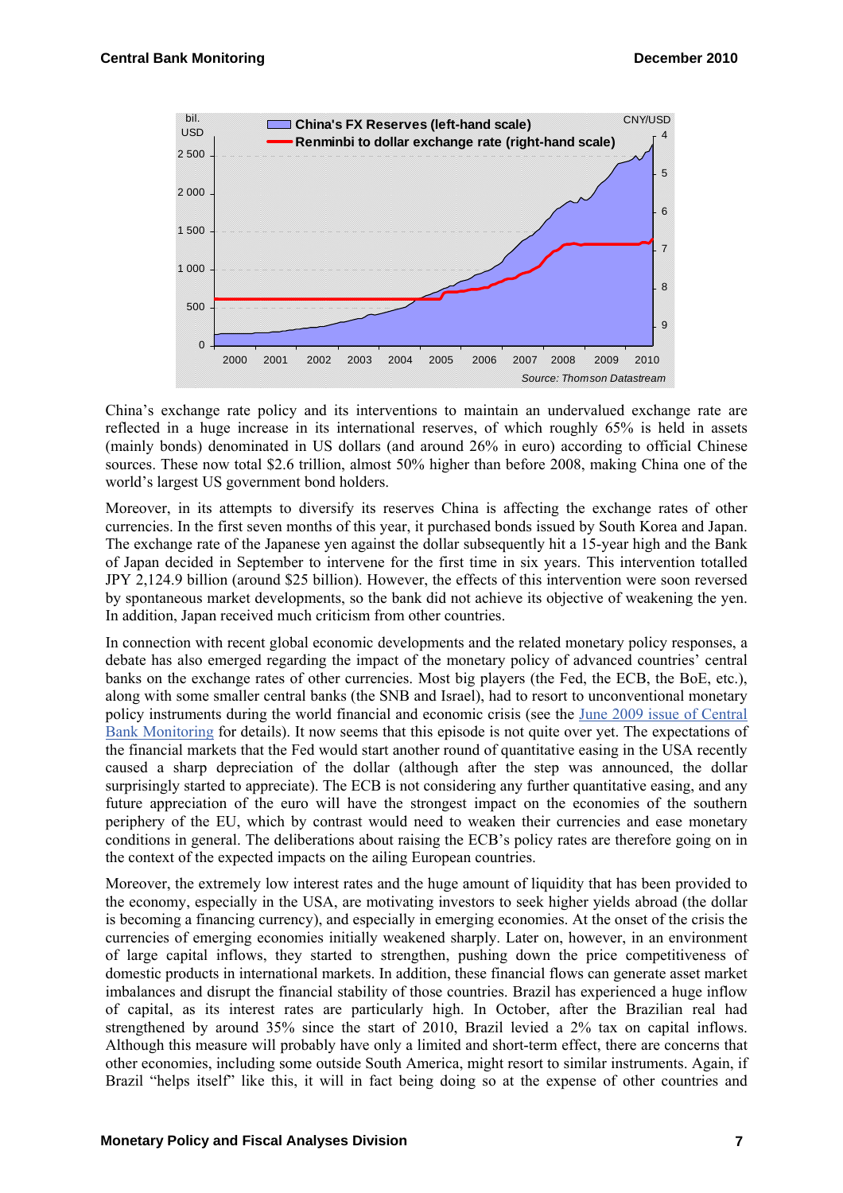China's exchange rate policy and its interventions to maintain an undervalued exchange rate are reflected in a huge increase in its international reserves, of which roughly 65% is held in assets (mainly bonds) denominated in US dollars (and around 26% in euro) according to official Chinese sources. These now total $2.6 trillion, almost 50% higher than before 2008, making China one of the world's largest US government bond holders.

Moreover, in its attempts to diversify its reserves China is affecting the exchange rates of other currencies. In the first seven months of this year, it purchased bonds issued by South Korea and Japan. The exchange rate of the Japanese yen against the dollar subsequently hit a 15-year high and the Bank of Japan decided in September to intervene for the first time in six years. This intervention totalled JPY 2,124.9 billion (around $25 billion). However, the effects of this intervention were soon reversed by spontaneous market developments, so the bank did not achieve its objective of weakening the yen. In addition, Japan received much criticism from other countries.

In connection with recent global economic developments and the related monetary policy responses, a debate has also emerged regarding the impact of the monetary policy of advanced countries' central banks on the exchange rates of other currencies. Most big players (the Fed, the ECB, the BoE, etc.), along with some smaller central banks (the SNB and Israel), had to resort to unconventional monetary policy instruments during the world financial and economic crisis (see the June 2009 issue of Central Bank Monitoring for details). It now seems that this episode is not quite over yet. The expectations of the financial markets that the Fed would start another round of quantitative easing in the USA recently caused a sharp depreciation of the dollar (although after the step was announced, the dollar surprisingly started to appreciate). The ECB is not considering any further quantitative easing, and any future appreciation of the euro will have the strongest impact on the economies of the southern periphery of the EU, which by contrast would need to weaken their currencies and ease monetary conditions in general. The deliberations about raising the ECB's policy rates are therefore going on in the context of the expected impacts on the ailing European countries.

Moreover, the extremely low interest rates and the huge amount of liquidity that has been provided to the economy, especially in the USA, are motivating investors to seek higher yields abroad (the dollar is becoming a financing currency), and especially in emerging economies. At the onset of the crisis the currencies of emerging economies initially weakened sharply. Later on, however, in an environment of large capital inflows, they started to strengthen, pushing down the price competitiveness of domestic products in international markets. In addition, these financial flows can generate asset market imbalances and disrupt the financial stability of those countries. Brazil has experienced a huge inflow of capital, as its interest rates are particularly high. In October, after the Brazilian real had strengthened by around 35% since the start of 2010, Brazil levied a 2% tax on capital inflows. Although this measure will probably have only a limited and short-term effect, there are concerns that other economies, including some outside South America, might resort to similar instruments. Again, if Brazil "helps itself" like this, it will in fact being doing so at the expense of other countries and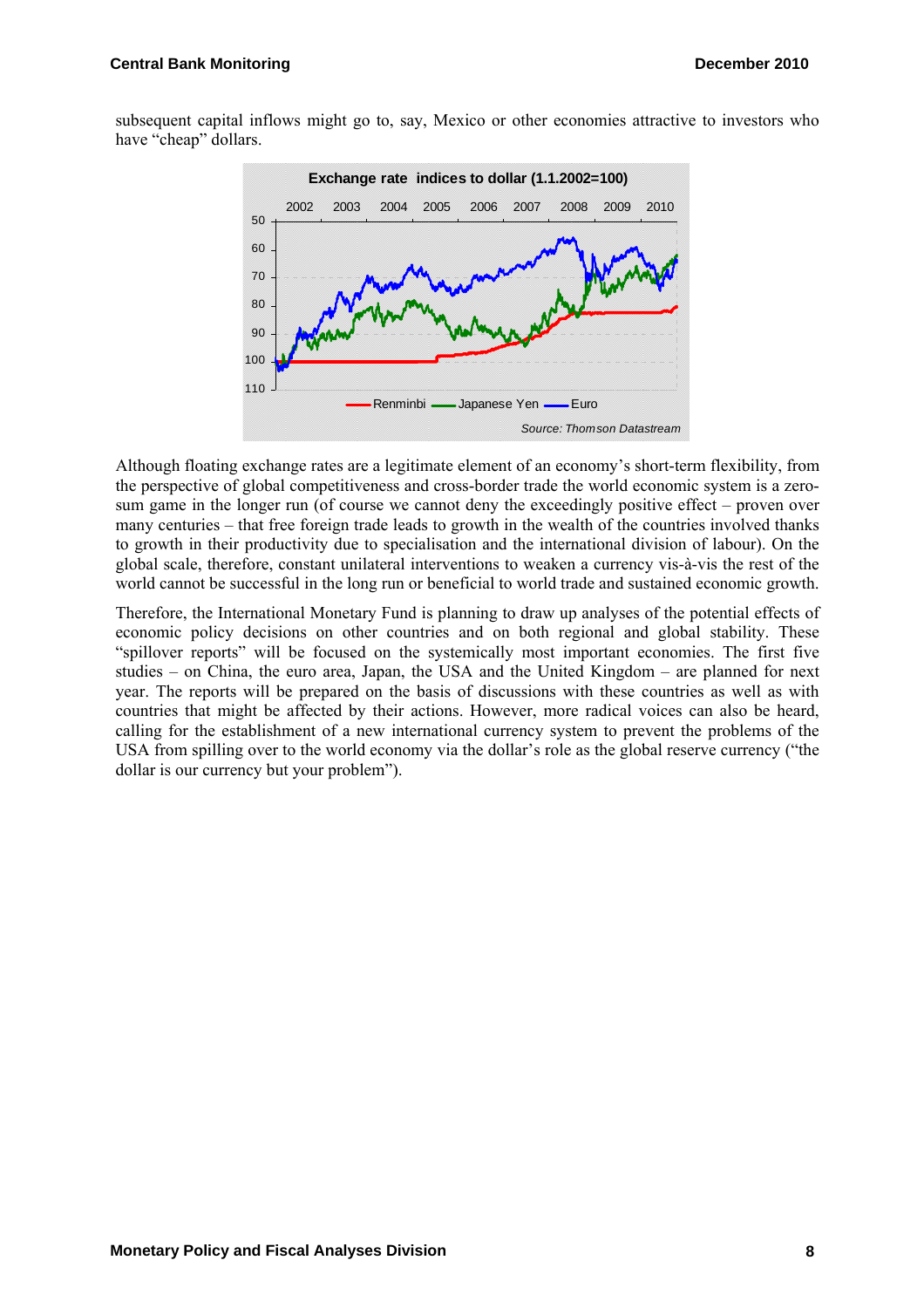subsequent capital inflows might go to, say, Mexico or other economies attractive to investors who have "cheap" dollars.

**Exchange rate indices to dollar (1.1.2002=100)**

Renminbi — Japanese Yen — Euro

*Source: Thomson Datastream*

Although floating exchange rates are a legitimate element of an economy's short-term flexibility, from the perspective of global competitiveness and cross-border trade the world economic system is a zero-sum game in the longer run (of course we cannot deny the exceedingly positive effect – proven over many centuries – that free foreign trade leads to growth in the wealth of the countries involved thanks to growth in their productivity due to specialisation and the international division of labour). On the global scale, therefore, constant unilateral interventions to weaken a currency vis-à-vis the rest of the world cannot be successful in the long run or beneficial to world trade and sustained economic growth.

Therefore, the International Monetary Fund is planning to draw up analyses of the potential effects of economic policy decisions on other countries and on both regional and global stability. These "spillover reports" will be focused on the systemically most important economies. The first five studies – on China, the euro area, Japan, the USA and the United Kingdom – are planned for next year. The reports will be prepared on the basis of discussions with these countries as well as with countries that might be affected by their actions. However, more radical voices can also be heard, calling for the establishment of a new international currency system to prevent the problems of the USA from spilling over to the world economy via the dollar's role as the global reserve currency ("the dollar is our currency but your problem").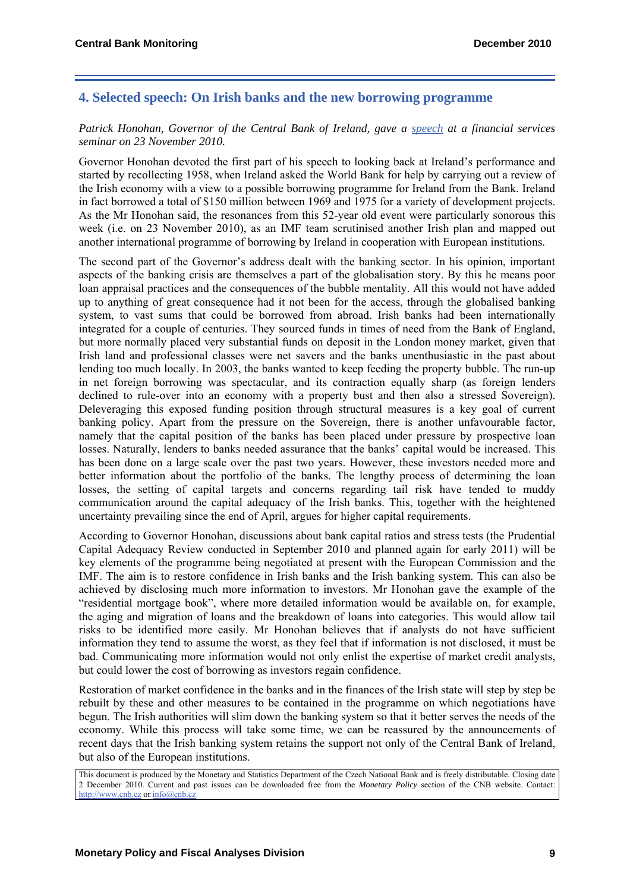## 4. Selected speech: On Irish banks and the new borrowing programme

*Patrick Honohan, Governor of the Central Bank of Ireland, gave a speech at a financial services seminar on 23 November 2010.*

Governor Honohan devoted the first part of his speech to looking back at Ireland's performance and started by recollecting 1958, when Ireland asked the World Bank for help by carrying out a review of the Irish economy with a view to a possible borrowing programme for Ireland from the Bank. Ireland in fact borrowed a total of $150 million between 1969 and 1975 for a variety of development projects. As the Mr Honohan said, the resonances from this 52-year old event were particularly sonorous this week (i.e. on 23 November 2010), as an IMF team scrutinised another Irish plan and mapped out another international programme of borrowing by Ireland in cooperation with European institutions.

The second part of the Governor's address dealt with the banking sector. In his opinion, important aspects of the banking crisis are themselves a part of the globalisation story. By this he means poor loan appraisal practices and the consequences of the bubble mentality. All this would not have added up to anything of great consequence had it not been for the access, through the globalised banking system, to vast sums that could be borrowed from abroad. Irish banks had been internationally integrated for a couple of centuries. They sourced funds in times of need from the Bank of England, but more normally placed very substantial funds on deposit in the London money market, given that Irish land and professional classes were net savers and the banks unenthusiastic in the past about lending too much locally. In 2003, the banks wanted to keep feeding the property bubble. The run-up in net foreign borrowing was spectacular, and its contraction equally sharp (as foreign lenders declined to rule-over into an economy with a property bust and then also a stressed Sovereign). Deleveraging this exposed funding position through structural measures is a key goal of current banking policy. Apart from the pressure on the Sovereign, there is another unfavourable factor, namely that the capital position of the banks has been placed under pressure by prospective loan losses. Naturally, lenders to banks needed assurance that the banks' capital would be increased. This has been done on a large scale over the past two years. However, these investors needed more and better information about the portfolio of the banks. The lengthy process of determining the loan losses, the setting of capital targets and concerns regarding tail risk have tended to muddy communication around the capital adequacy of the Irish banks. This, together with the heightened uncertainty prevailing since the end of April, argues for higher capital requirements.

According to Governor Honohan, discussions about bank capital ratios and stress tests (the Prudential Capital Adequacy Review conducted in September 2010 and planned again for early 2011) will be key elements of the programme being negotiated at present with the European Commission and the IMF. The aim is to restore confidence in Irish banks and the Irish banking system. This can also be achieved by disclosing much more information to investors. Mr Honohan gave the example of the "residential mortgage book", where more detailed information would be available on, for example, the aging and migration of loans and the breakdown of loans into categories. This would allow tail risks to be identified more easily. Mr Honohan believes that if analysts do not have sufficient information they tend to assume the worst, as they feel that if information is not disclosed, it must be bad. Communicating more information would not only enlist the expertise of market credit analysts, but could lower the cost of borrowing as investors regain confidence.

Restoration of market confidence in the banks and in the finances of the Irish state will step by step be rebuilt by these and other measures to be contained in the programme on which negotiations have begun. The Irish authorities will slim down the banking system so that it better serves the needs of the economy. While this process will take some time, we can be reassured by the announcements of recent days that the Irish banking system retains the support not only of the Central Bank of Ireland, but also of the European institutions.

This document is produced by the Monetary and Statistics Department of the Czech National Bank and is freely distributable. Closing date 2 December 2010. Current and past issues can be downloaded free from the *Monetary Policy* section of the CNB website. Contact: http://www.cnb.cz or info@cnb.cz